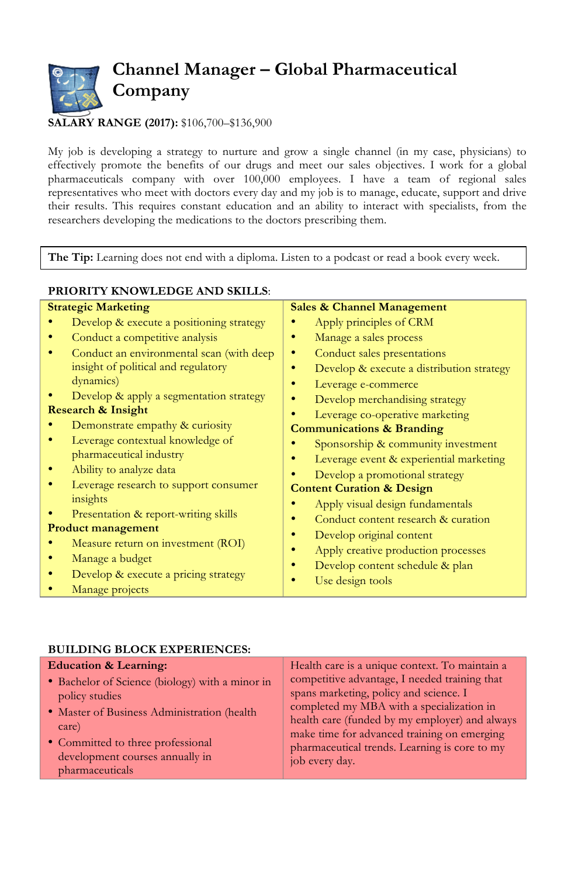# Channel Manager – Global Pharmaceutical Company

**SALARY RANGE (2017):** $106,700–$136,900

My job is developing a strategy to nurture and grow a single channel (in my case, physicians) to effectively promote the benefits of our drugs and meet our sales objectives. I work for a global pharmaceuticals company with over 100,000 employees. I have a team of regional sales representatives who meet with doctors every day and my job is to manage, educate, support and drive their results. This requires constant education and an ability to interact with specialists, from the researchers developing the medications to the doctors prescribing them.

**The Tip:** Learning does not end with a diploma. Listen to a podcast or read a book every week.

## PRIORITY KNOWLEDGE AND SKILLS:

**Strategic Marketing**

- Develop & execute a positioning strategy
- Conduct a competitive analysis
- Conduct an environmental scan (with deep insight of political and regulatory dynamics)
- Develop & apply a segmentation strategy

**Research & Insight**

- Demonstrate empathy & curiosity
- Leverage contextual knowledge of pharmaceutical industry
- Ability to analyze data
- Leverage research to support consumer insights
- Presentation & report-writing skills

**Product management**

- Measure return on investment (ROI)
- Manage a budget
- Develop & execute a pricing strategy
- Manage projects

**Sales & Channel Management**

- Apply principles of CRM
- Manage a sales process
- Conduct sales presentations
- Develop & execute a distribution strategy
- Leverage e-commerce
- Develop merchandising strategy
- Leverage co-operative marketing

**Communications & Branding**

- Sponsorship & community investment
- Leverage event & experiential marketing
- Develop a promotional strategy

**Content Curation & Design**

- Apply visual design fundamentals
- Conduct content research & curation
- Develop original content
- Apply creative production processes
- Develop content schedule & plan
- Use design tools

## BUILDING BLOCK EXPERIENCES:

**Education & Learning:**

- Bachelor of Science (biology) with a minor in policy studies
- Master of Business Administration (health care)
- Committed to three professional development courses annually in pharmaceuticals

Health care is a unique context. To maintain a competitive advantage, I needed training that spans marketing, policy and science. I completed my MBA with a specialization in health care (funded by my employer) and always make time for advanced training on emerging pharmaceutical trends. Learning is core to my job every day.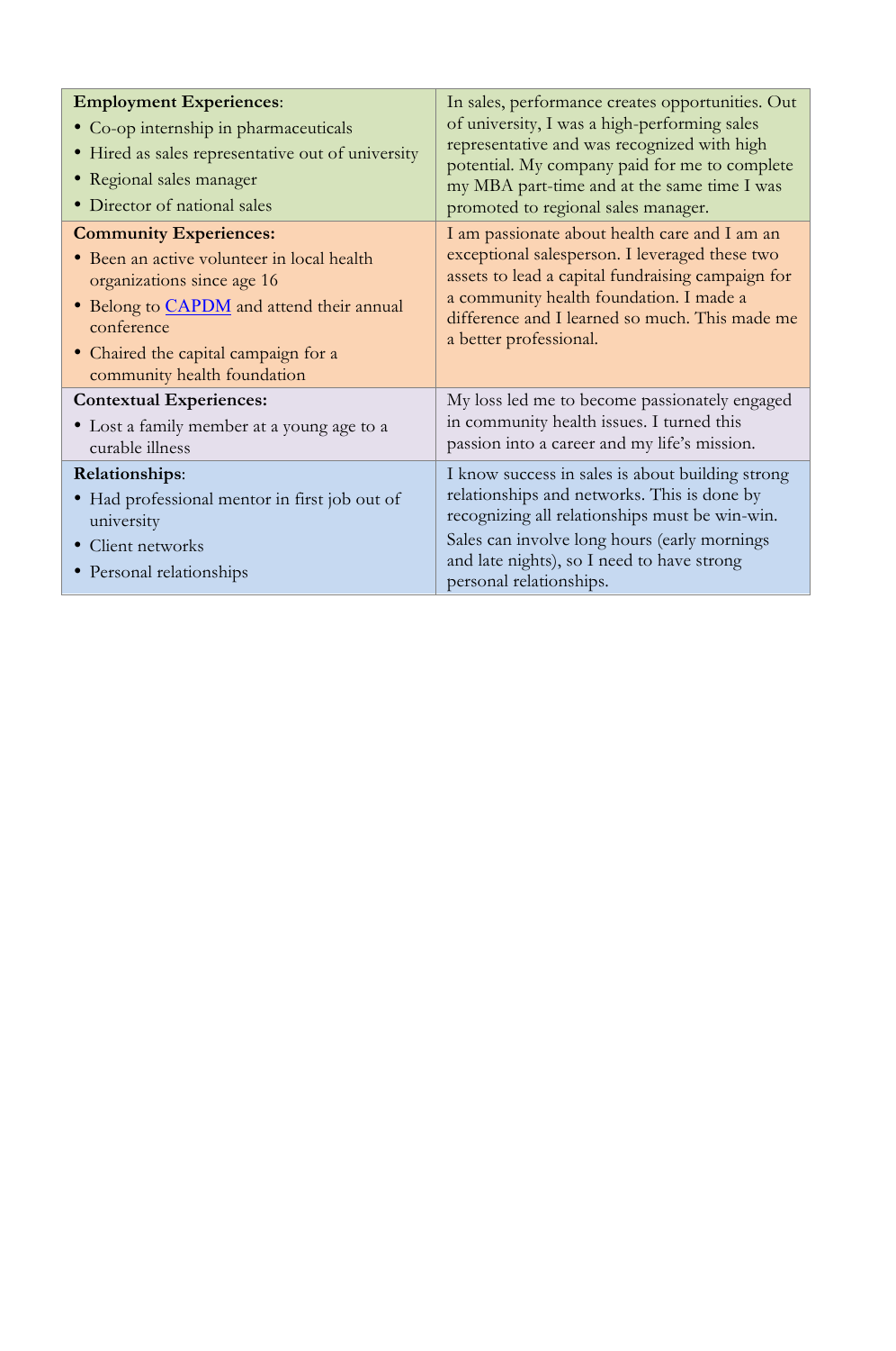| | |
|---|---|
| **Employment Experiences**:<br>• Co-op internship in pharmaceuticals<br>• Hired as sales representative out of university<br>• Regional sales manager<br>• Director of national sales | In sales, performance creates opportunities. Out of university, I was a high-performing sales representative and was recognized with high potential. My company paid for me to complete my MBA part-time and at the same time I was promoted to regional sales manager. |
| **Community Experiences:**<br>• Been an active volunteer in local health organizations since age 16<br>• Belong to CAPDM and attend their annual conference<br>• Chaired the capital campaign for a community health foundation | I am passionate about health care and I am an exceptional salesperson. I leveraged these two assets to lead a capital fundraising campaign for a community health foundation. I made a difference and I learned so much. This made me a better professional. |
| **Contextual Experiences:**<br>• Lost a family member at a young age to a curable illness | My loss led me to become passionately engaged in community health issues. I turned this passion into a career and my life's mission. |
| **Relationships**:<br>• Had professional mentor in first job out of university<br>• Client networks<br>• Personal relationships | I know success in sales is about building strong relationships and networks. This is done by recognizing all relationships must be win-win.<br>Sales can involve long hours (early mornings and late nights), so I need to have strong personal relationships. |